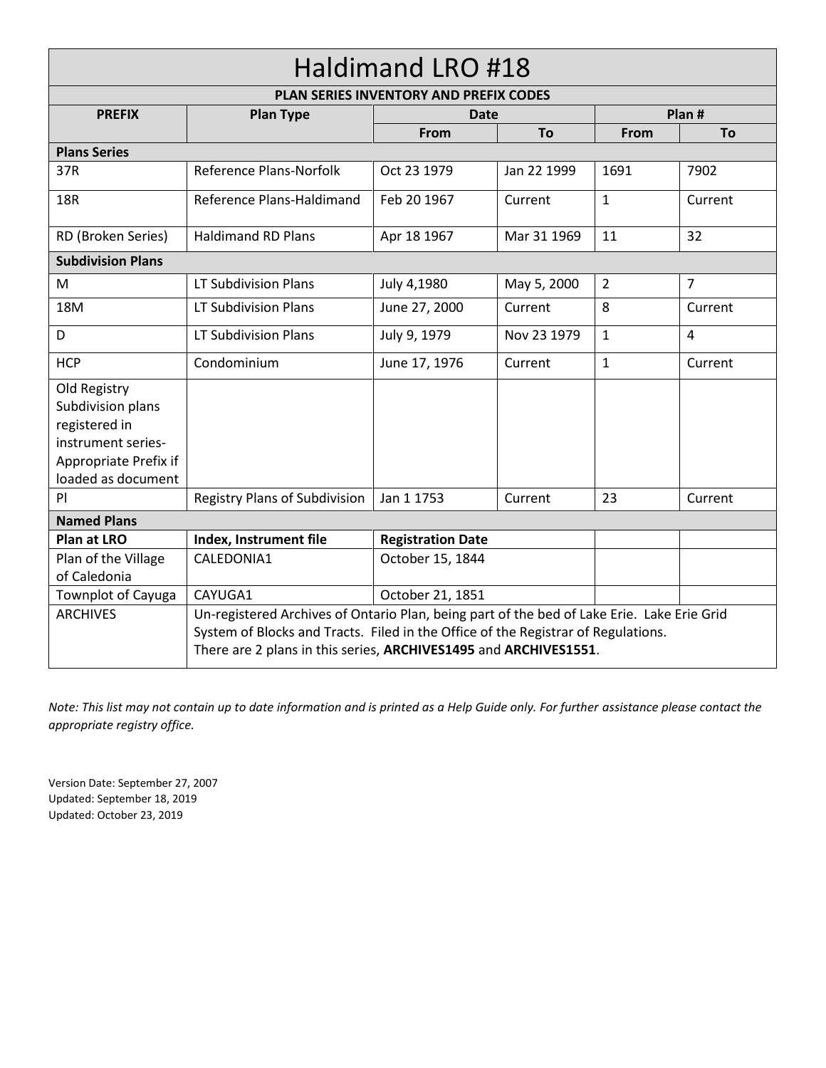# Haldimand LRO #18

## PLAN SERIES INVENTORY AND PREFIX CODES

| PREFIX | Plan Type | Date | | Plan # | |
|---|---|---|---|---|---|
| | | From | To | From | To |
| **Plans Series** | | | | | |
| 37R | Reference Plans-Norfolk | Oct 23 1979 | Jan 22 1999 | 1691 | 7902 |
| 18R | Reference Plans-Haldimand | Feb 20 1967 | Current | 1 | Current |
| RD (Broken Series) | Haldimand RD Plans | Apr 18 1967 | Mar 31 1969 | 11 | 32 |
| **Subdivision Plans** | | | | | |
| M | LT Subdivision Plans | July 4,1980 | May 5, 2000 | 2 | 7 |
| 18M | LT Subdivision Plans | June 27, 2000 | Current | 8 | Current |
| D | LT Subdivision Plans | July 9, 1979 | Nov 23 1979 | 1 | 4 |
| HCP | Condominium | June 17, 1976 | Current | 1 | Current |
| Old Registry Subdivision plans registered in instrument series-Appropriate Prefix if loaded as document | | | | | |
| Pl | Registry Plans of Subdivision | Jan 1 1753 | Current | 23 | Current |
| **Named Plans** | | | | | |
| **Plan at LRO** | **Index, Instrument file** | **Registration Date** | | | |
| Plan of the Village of Caledonia | CALEDONIA1 | October 15, 1844 | | | |
| Townplot of Cayuga | CAYUGA1 | October 21, 1851 | | | |
| ARCHIVES | Un-registered Archives of Ontario Plan, being part of the bed of Lake Erie. Lake Erie Grid System of Blocks and Tracts. Filed in the Office of the Registrar of Regulations. There are 2 plans in this series, **ARCHIVES1495** and **ARCHIVES1551**. | | | | |

*Note: This list may not contain up to date information and is printed as a Help Guide only. For further assistance please contact the appropriate registry office.*

Version Date: September 27, 2007
Updated: September 18, 2019
Updated: October 23, 2019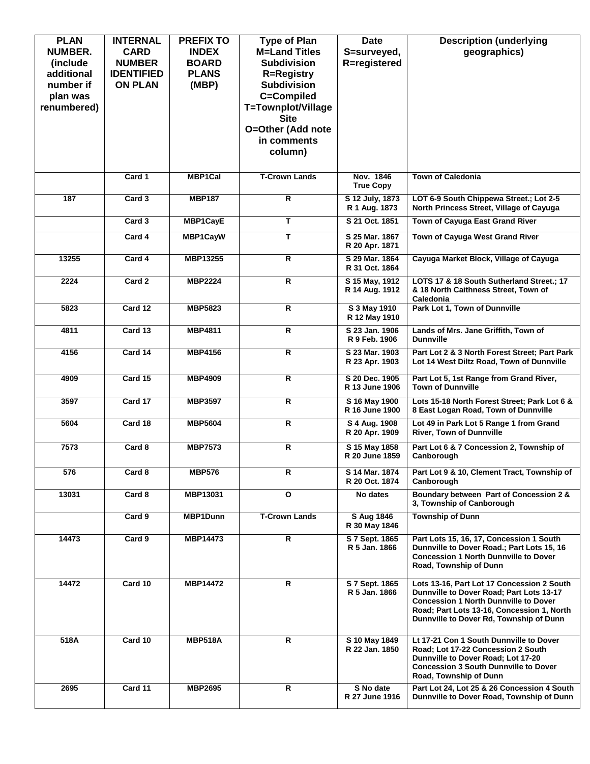| PLAN NUMBER. (include additional number if plan was renumbered) | INTERNAL CARD NUMBER IDENTIFIED ON PLAN | PREFIX TO INDEX BOARD PLANS (MBP) | Type of Plan M=Land Titles Subdivision R=Registry Subdivision C=Compiled T=Townplot/Village Site O=Other (Add note in comments column) | Date S=surveyed, R=registered | Description (underlying geographics) |
|---|---|---|---|---|---|
| | Card 1 | MBP1Cal | T-Crown Lands | Nov. 1846 True Copy | Town of Caledonia |
| 187 | Card 3 | MBP187 | R | S 12 July, 1873 R 1 Aug. 1873 | LOT 6-9 South Chippewa Street.; Lot 2-5 North Princess Street, Village of Cayuga |
| | Card 3 | MBP1CayE | T | S 21 Oct. 1851 | Town of Cayuga East Grand River |
| | Card 4 | MBP1CayW | T | S 25 Mar. 1867 R 20 Apr. 1871 | Town of Cayuga West Grand River |
| 13255 | Card 4 | MBP13255 | R | S 29 Mar. 1864 R 31 Oct. 1864 | Cayuga Market Block, Village of Cayuga |
| 2224 | Card 2 | MBP2224 | R | S 15 May, 1912 R 14 Aug. 1912 | LOTS 17 & 18 South Sutherland Street.; 17 & 18 North Caithness Street, Town of Caledonia |
| 5823 | Card 12 | MBP5823 | R | S 3 May 1910 R 12 May 1910 | Park Lot 1, Town of Dunnville |
| 4811 | Card 13 | MBP4811 | R | S 23 Jan. 1906 R 9 Feb. 1906 | Lands of Mrs. Jane Griffith, Town of Dunnville |
| 4156 | Card 14 | MBP4156 | R | S 23 Mar. 1903 R 23 Apr. 1903 | Part Lot 2 & 3 North Forest Street; Part Park Lot 14 West Diltz Road, Town of Dunnville |
| 4909 | Card 15 | MBP4909 | R | S 20 Dec. 1905 R 13 June 1906 | Part Lot 5, 1st Range from Grand River, Town of Dunnville |
| 3597 | Card 17 | MBP3597 | R | S 16 May 1900 R 16 June 1900 | Lots 15-18 North Forest Street; Park Lot 6 & 8 East Logan Road, Town of Dunnville |
| 5604 | Card 18 | MBP5604 | R | S 4 Aug. 1908 R 20 Apr. 1909 | Lot 49 in Park Lot 5 Range 1 from Grand River, Town of Dunnville |
| 7573 | Card 8 | MBP7573 | R | S 15 May 1858 R 20 June 1859 | Part Lot 6 & 7 Concession 2, Township of Canborough |
| 576 | Card 8 | MBP576 | R | S 14 Mar. 1874 R 20 Oct. 1874 | Part Lot 9 & 10, Clement Tract, Township of Canborough |
| 13031 | Card 8 | MBP13031 | O | No dates | Boundary between Part of Concession 2 & 3, Township of Canborough |
| | Card 9 | MBP1Dunn | T-Crown Lands | S Aug 1846 R 30 May 1846 | Township of Dunn |
| 14473 | Card 9 | MBP14473 | R | S 7 Sept. 1865 R 5 Jan. 1866 | Part Lots 15, 16, 17, Concession 1 South Dunnville to Dover Road.; Part Lots 15, 16 Concession 1 North Dunnville to Dover Road, Township of Dunn |
| 14472 | Card 10 | MBP14472 | R | S 7 Sept. 1865 R 5 Jan. 1866 | Lots 13-16, Part Lot 17 Concession 2 South Dunnville to Dover Road; Part Lots 13-17 Concession 1 North Dunnville to Dover Road; Part Lots 13-16, Concession 1, North Dunnville to Dover Rd, Township of Dunn |
| 518A | Card 10 | MBP518A | R | S 10 May 1849 R 22 Jan. 1850 | Lt 17-21 Con 1 South Dunnville to Dover Road; Lot 17-22 Concession 2 South Dunnville to Dover Road; Lot 17-20 Concession 3 South Dunnville to Dover Road, Township of Dunn |
| 2695 | Card 11 | MBP2695 | R | S No date R 27 June 1916 | Part Lot 24, Lot 25 & 26 Concession 4 South Dunnville to Dover Road, Township of Dunn |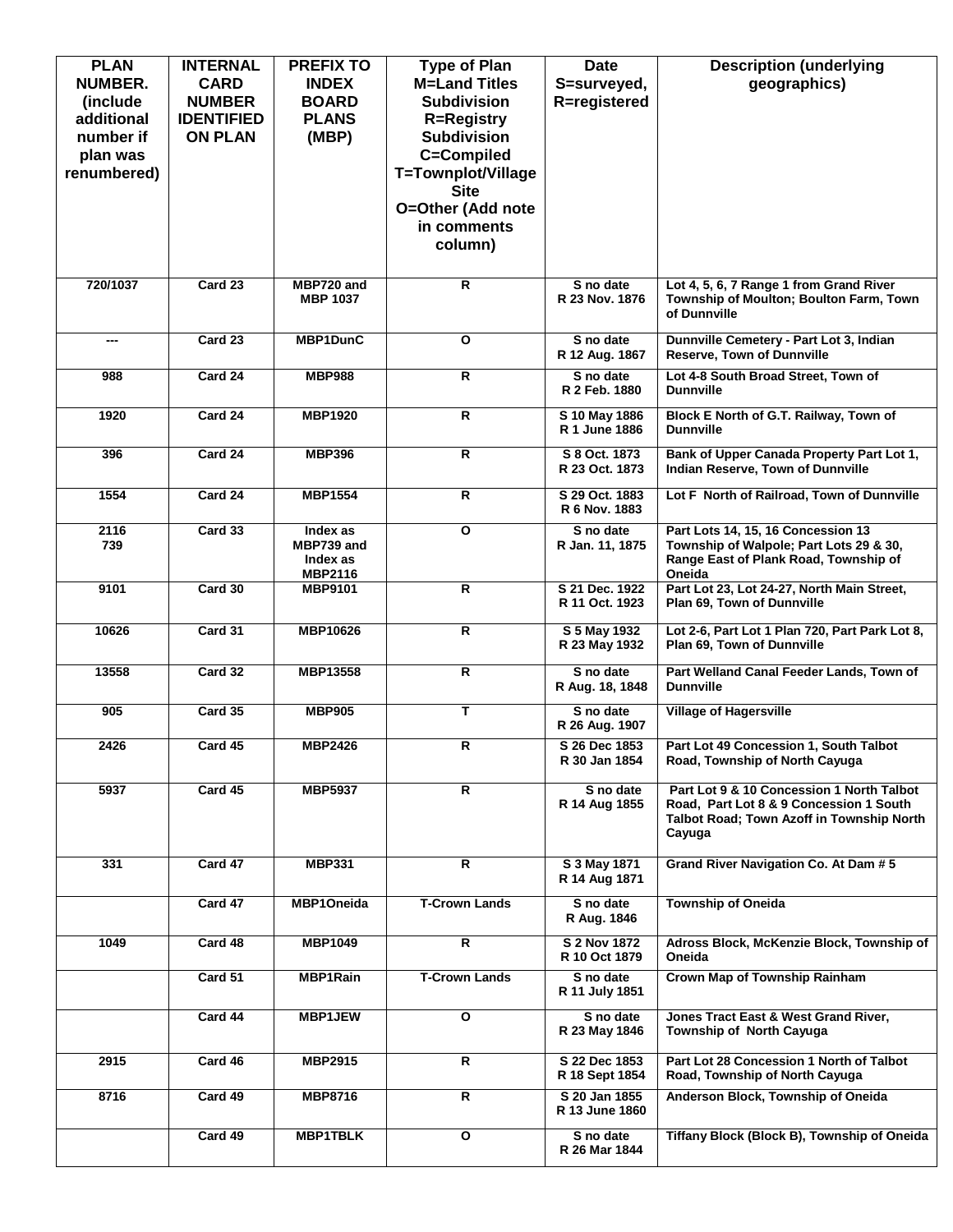| PLAN NUMBER. (include additional number if plan was renumbered) | INTERNAL CARD NUMBER IDENTIFIED ON PLAN | PREFIX TO INDEX BOARD PLANS (MBP) | Type of Plan M=Land Titles Subdivision R=Registry Subdivision C=Compiled T=Townplot/Village Site O=Other (Add note in comments column) | Date S=surveyed, R=registered | Description (underlying geographics) |
|---|---|---|---|---|---|
| 720/1037 | Card 23 | MBP720 and MBP 1037 | R | S no date R 23 Nov. 1876 | Lot 4, 5, 6, 7 Range 1 from Grand River Township of Moulton; Boulton Farm, Town of Dunnville |
| --- | Card 23 | MBP1DunC | O | S no date R 12 Aug. 1867 | Dunnville Cemetery - Part Lot 3, Indian Reserve, Town of Dunnville |
| 988 | Card 24 | MBP988 | R | S no date R 2 Feb. 1880 | Lot 4-8 South Broad Street, Town of Dunnville |
| 1920 | Card 24 | MBP1920 | R | S 10 May 1886 R 1 June 1886 | Block E North of G.T. Railway, Town of Dunnville |
| 396 | Card 24 | MBP396 | R | S 8 Oct. 1873 R 23 Oct. 1873 | Bank of Upper Canada Property Part Lot 1, Indian Reserve, Town of Dunnville |
| 1554 | Card 24 | MBP1554 | R | S 29 Oct. 1883 R 6 Nov. 1883 | Lot F North of Railroad, Town of Dunnville |
| 2116 739 | Card 33 | Index as MBP739 and Index as MBP2116 | O | S no date R Jan. 11, 1875 | Part Lots 14, 15, 16 Concession 13 Township of Walpole; Part Lots 29 & 30, Range East of Plank Road, Township of Oneida |
| 9101 | Card 30 | MBP9101 | R | S 21 Dec. 1922 R 11 Oct. 1923 | Part Lot 23, Lot 24-27, North Main Street, Plan 69, Town of Dunnville |
| 10626 | Card 31 | MBP10626 | R | S 5 May 1932 R 23 May 1932 | Lot 2-6, Part Lot 1 Plan 720, Part Park Lot 8, Plan 69, Town of Dunnville |
| 13558 | Card 32 | MBP13558 | R | S no date R Aug. 18, 1848 | Part Welland Canal Feeder Lands, Town of Dunnville |
| 905 | Card 35 | MBP905 | T | S no date R 26 Aug. 1907 | Village of Hagersville |
| 2426 | Card 45 | MBP2426 | R | S 26 Dec 1853 R 30 Jan 1854 | Part Lot 49 Concession 1, South Talbot Road, Township of North Cayuga |
| 5937 | Card 45 | MBP5937 | R | S no date R 14 Aug 1855 | Part Lot 9 & 10 Concession 1 North Talbot Road, Part Lot 8 & 9 Concession 1 South Talbot Road; Town Azoff in Township North Cayuga |
| 331 | Card 47 | MBP331 | R | S 3 May 1871 R 14 Aug 1871 | Grand River Navigation Co. At Dam # 5 |
| | Card 47 | MBP1Oneida | T-Crown Lands | S no date R Aug. 1846 | Township of Oneida |
| 1049 | Card 48 | MBP1049 | R | S 2 Nov 1872 R 10 Oct 1879 | Adross Block, McKenzie Block, Township of Oneida |
| | Card 51 | MBP1Rain | T-Crown Lands | S no date R 11 July 1851 | Crown Map of Township Rainham |
| | Card 44 | MBP1JEW | O | S no date R 23 May 1846 | Jones Tract East & West Grand River, Township of North Cayuga |
| 2915 | Card 46 | MBP2915 | R | S 22 Dec 1853 R 18 Sept 1854 | Part Lot 28 Concession 1 North of Talbot Road, Township of North Cayuga |
| 8716 | Card 49 | MBP8716 | R | S 20 Jan 1855 R 13 June 1860 | Anderson Block, Township of Oneida |
| | Card 49 | MBP1TBLK | O | S no date R 26 Mar 1844 | Tiffany Block (Block B), Township of Oneida |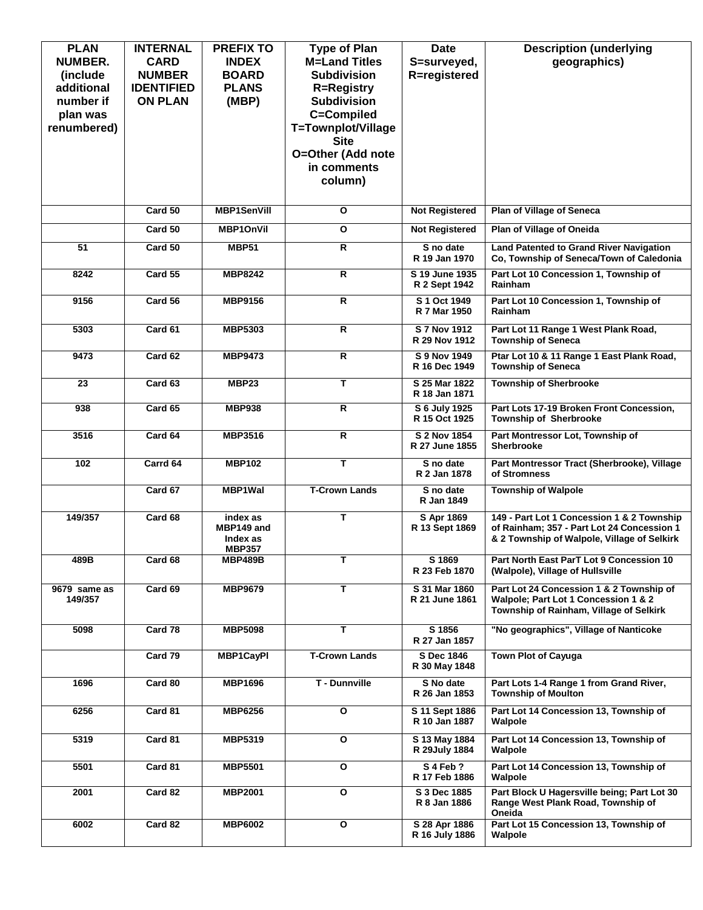| PLAN NUMBER. (include additional number if plan was renumbered) | INTERNAL CARD NUMBER IDENTIFIED ON PLAN | PREFIX TO INDEX BOARD PLANS (MBP) | Type of Plan M=Land Titles Subdivision R=Registry Subdivision C=Compiled T=Townplot/Village Site O=Other (Add note in comments column) | Date S=surveyed, R=registered | Description (underlying geographics) |
|---|---|---|---|---|---|
| | Card 50 | MBP1SenVill | O | Not Registered | Plan of Village of Seneca |
| | Card 50 | MBP1OnVil | O | Not Registered | Plan of Village of Oneida |
| 51 | Card 50 | MBP51 | R | S no date R 19 Jan 1970 | Land Patented to Grand River Navigation Co, Township of Seneca/Town of Caledonia |
| 8242 | Card 55 | MBP8242 | R | S 19 June 1935 R 2 Sept 1942 | Part Lot 10 Concession 1, Township of Rainham |
| 9156 | Card 56 | MBP9156 | R | S 1 Oct 1949 R 7 Mar 1950 | Part Lot 10 Concession 1, Township of Rainham |
| 5303 | Card 61 | MBP5303 | R | S 7 Nov 1912 R 29 Nov 1912 | Part Lot 11 Range 1 West Plank Road, Township of Seneca |
| 9473 | Card 62 | MBP9473 | R | S 9 Nov 1949 R 16 Dec 1949 | Ptar Lot 10 & 11 Range 1 East Plank Road, Township of Seneca |
| 23 | Card 63 | MBP23 | T | S 25 Mar 1822 R 18 Jan 1871 | Township of Sherbrooke |
| 938 | Card 65 | MBP938 | R | S 6 July 1925 R 15 Oct 1925 | Part Lots 17-19 Broken Front Concession, Township of Sherbrooke |
| 3516 | Card 64 | MBP3516 | R | S 2 Nov 1854 R 27 June 1855 | Part Montressor Lot, Township of Sherbrooke |
| 102 | Carrd 64 | MBP102 | T | S no date R 2 Jan 1878 | Part Montressor Tract (Sherbrooke), Village of Stromness |
| | Card 67 | MBP1Wal | T-Crown Lands | S no date R Jan 1849 | Township of Walpole |
| 149/357 | Card 68 | index as MBP149 and Index as MBP357 | T | S Apr 1869 R 13 Sept 1869 | 149 - Part Lot 1 Concession 1 & 2 Township of Rainham; 357 - Part Lot 24 Concession 1 & 2 Township of Walpole, Village of Selkirk |
| 489B | Card 68 | MBP489B | T | S 1869 R 23 Feb 1870 | Part North East ParT Lot 9 Concession 10 (Walpole), Village of Hullsville |
| 9679 same as 149/357 | Card 69 | MBP9679 | T | S 31 Mar 1860 R 21 June 1861 | Part Lot 24 Concession 1 & 2 Township of Walpole; Part Lot 1 Concession 1 & 2 Township of Rainham, Village of Selkirk |
| 5098 | Card 78 | MBP5098 | T | S 1856 R 27 Jan 1857 | "No geographics", Village of Nanticoke |
| | Card 79 | MBP1CayPl | T-Crown Lands | S Dec 1846 R 30 May 1848 | Town Plot of Cayuga |
| 1696 | Card 80 | MBP1696 | T - Dunnville | S No date R 26 Jan 1853 | Part Lots 1-4 Range 1 from Grand River, Township of Moulton |
| 6256 | Card 81 | MBP6256 | O | S 11 Sept 1886 R 10 Jan 1887 | Part Lot 14 Concession 13, Township of Walpole |
| 5319 | Card 81 | MBP5319 | O | S 13 May 1884 R 29July 1884 | Part Lot 14 Concession 13, Township of Walpole |
| 5501 | Card 81 | MBP5501 | O | S 4 Feb ? R 17 Feb 1886 | Part Lot 14 Concession 13, Township of Walpole |
| 2001 | Card 82 | MBP2001 | O | S 3 Dec 1885 R 8 Jan 1886 | Part Block U Hagersville being; Part Lot 30 Range West Plank Road, Township of Oneida |
| 6002 | Card 82 | MBP6002 | O | S 28 Apr 1886 R 16 July 1886 | Part Lot 15 Concession 13, Township of Walpole |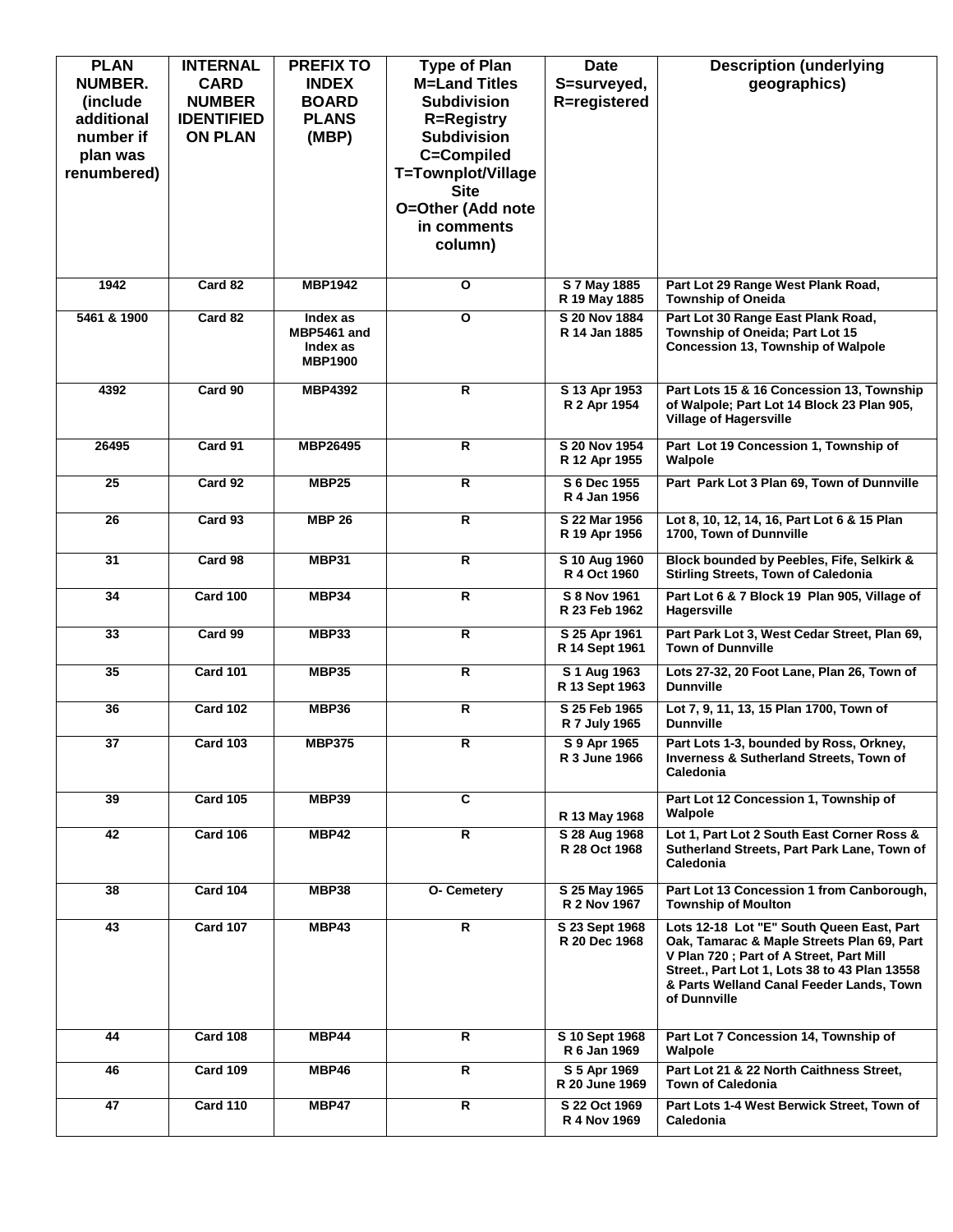| PLAN NUMBER. (include additional number if plan was renumbered) | INTERNAL CARD NUMBER IDENTIFIED ON PLAN | PREFIX TO INDEX BOARD PLANS (MBP) | Type of Plan M=Land Titles Subdivision R=Registry Subdivision C=Compiled T=Townplot/Village Site O=Other (Add note in comments column) | Date S=surveyed, R=registered | Description (underlying geographics) |
|---|---|---|---|---|---|
| 1942 | Card 82 | MBP1942 | O | S 7 May 1885 R 19 May 1885 | Part Lot 29 Range West Plank Road, Township of Oneida |
| 5461 & 1900 | Card 82 | Index as MBP5461 and Index as MBP1900 | O | S 20 Nov 1884 R 14 Jan 1885 | Part Lot 30 Range East Plank Road, Township of Oneida; Part Lot 15 Concession 13, Township of Walpole |
| 4392 | Card 90 | MBP4392 | R | S 13 Apr 1953 R 2 Apr 1954 | Part Lots 15 & 16 Concession 13, Township of Walpole; Part Lot 14 Block 23 Plan 905, Village of Hagersville |
| 26495 | Card 91 | MBP26495 | R | S 20 Nov 1954 R 12 Apr 1955 | Part Lot 19 Concession 1, Township of Walpole |
| 25 | Card 92 | MBP25 | R | S 6 Dec 1955 R 4 Jan 1956 | Part Park Lot 3 Plan 69, Town of Dunnville |
| 26 | Card 93 | MBP 26 | R | S 22 Mar 1956 R 19 Apr 1956 | Lot 8, 10, 12, 14, 16, Part Lot 6 & 15 Plan 1700, Town of Dunnville |
| 31 | Card 98 | MBP31 | R | S 10 Aug 1960 R 4 Oct 1960 | Block bounded by Peebles, Fife, Selkirk & Stirling Streets, Town of Caledonia |
| 34 | Card 100 | MBP34 | R | S 8 Nov 1961 R 23 Feb 1962 | Part Lot 6 & 7 Block 19 Plan 905, Village of Hagersville |
| 33 | Card 99 | MBP33 | R | S 25 Apr 1961 R 14 Sept 1961 | Part Park Lot 3, West Cedar Street, Plan 69, Town of Dunnville |
| 35 | Card 101 | MBP35 | R | S 1 Aug 1963 R 13 Sept 1963 | Lots 27-32, 20 Foot Lane, Plan 26, Town of Dunnville |
| 36 | Card 102 | MBP36 | R | S 25 Feb 1965 R 7 July 1965 | Lot 7, 9, 11, 13, 15 Plan 1700, Town of Dunnville |
| 37 | Card 103 | MBP375 | R | S 9 Apr 1965 R 3 June 1966 | Part Lots 1-3, bounded by Ross, Orkney, Inverness & Sutherland Streets, Town of Caledonia |
| 39 | Card 105 | MBP39 | C | R 13 May 1968 | Part Lot 12 Concession 1, Township of Walpole |
| 42 | Card 106 | MBP42 | R | S 28 Aug 1968 R 28 Oct 1968 | Lot 1, Part Lot 2 South East Corner Ross & Sutherland Streets, Part Park Lane, Town of Caledonia |
| 38 | Card 104 | MBP38 | O- Cemetery | S 25 May 1965 R 2 Nov 1967 | Part Lot 13 Concession 1 from Canborough, Township of Moulton |
| 43 | Card 107 | MBP43 | R | S 23 Sept 1968 R 20 Dec 1968 | Lots 12-18 Lot "E" South Queen East, Part Oak, Tamarac & Maple Streets Plan 69, Part V Plan 720 ; Part of A Street, Part Mill Street., Part Lot 1, Lots 38 to 43 Plan 13558 & Parts Welland Canal Feeder Lands, Town of Dunnville |
| 44 | Card 108 | MBP44 | R | S 10 Sept 1968 R 6 Jan 1969 | Part Lot 7 Concession 14, Township of Walpole |
| 46 | Card 109 | MBP46 | R | S 5 Apr 1969 R 20 June 1969 | Part Lot 21 & 22 North Caithness Street, Town of Caledonia |
| 47 | Card 110 | MBP47 | R | S 22 Oct 1969 R 4 Nov 1969 | Part Lots 1-4 West Berwick Street, Town of Caledonia |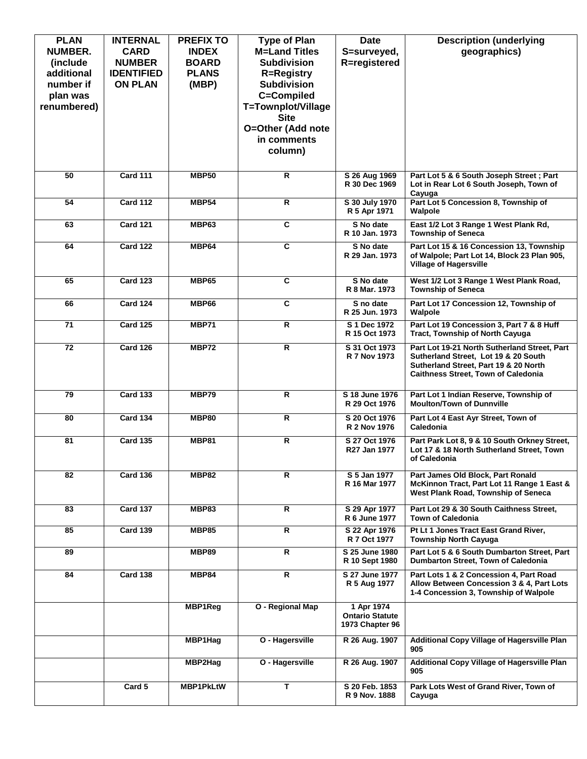| PLAN NUMBER. (include additional number if plan was renumbered) | INTERNAL CARD NUMBER IDENTIFIED ON PLAN | PREFIX TO INDEX BOARD PLANS (MBP) | Type of Plan M=Land Titles Subdivision R=Registry Subdivision C=Compiled T=Townplot/Village Site O=Other (Add note in comments column) | Date S=surveyed, R=registered | Description (underlying geographics) |
|---|---|---|---|---|---|
| 50 | Card 111 | MBP50 | R | S 26 Aug 1969 R 30 Dec 1969 | Part Lot 5 & 6 South Joseph Street ; Part Lot in Rear Lot 6 South Joseph, Town of Cayuga |
| 54 | Card 112 | MBP54 | R | S 30 July 1970 R 5 Apr 1971 | Part Lot 5 Concession 8, Township of Walpole |
| 63 | Card 121 | MBP63 | C | S No date R 10 Jan. 1973 | East 1/2 Lot 3 Range 1 West Plank Rd, Township of Seneca |
| 64 | Card 122 | MBP64 | C | S No date R 29 Jan. 1973 | Part Lot 15 & 16 Concession 13, Township of Walpole; Part Lot 14, Block 23 Plan 905, Village of Hagersville |
| 65 | Card 123 | MBP65 | C | S No date R 8 Mar. 1973 | West 1/2 Lot 3 Range 1 West Plank Road, Township of Seneca |
| 66 | Card 124 | MBP66 | C | S no date R 25 Jun. 1973 | Part Lot 17 Concession 12, Township of Walpole |
| 71 | Card 125 | MBP71 | R | S 1 Dec 1972 R 15 Oct 1973 | Part Lot 19 Concession 3, Part 7 & 8 Huff Tract, Township of North Cayuga |
| 72 | Card 126 | MBP72 | R | S 31 Oct 1973 R 7 Nov 1973 | Part Lot 19-21 North Sutherland Street, Part Sutherland Street, Lot 19 & 20 South Sutherland Street, Part 19 & 20 North Caithness Street, Town of Caledonia |
| 79 | Card 133 | MBP79 | R | S 18 June 1976 R 29 Oct 1976 | Part Lot 1 Indian Reserve, Township of Moulton/Town of Dunnville |
| 80 | Card 134 | MBP80 | R | S 20 Oct 1976 R 2 Nov 1976 | Part Lot 4 East Ayr Street, Town of Caledonia |
| 81 | Card 135 | MBP81 | R | S 27 Oct 1976 R27 Jan 1977 | Part Park Lot 8, 9 & 10 South Orkney Street, Lot 17 & 18 North Sutherland Street, Town of Caledonia |
| 82 | Card 136 | MBP82 | R | S 5 Jan 1977 R 16 Mar 1977 | Part James Old Block, Part Ronald McKinnon Tract, Part Lot 11 Range 1 East & West Plank Road, Township of Seneca |
| 83 | Card 137 | MBP83 | R | S 29 Apr 1977 R 6 June 1977 | Part Lot 29 & 30 South Caithness Street, Town of Caledonia |
| 85 | Card 139 | MBP85 | R | S 22 Apr 1976 R 7 Oct 1977 | Pt Lt 1 Jones Tract East Grand River, Township North Cayuga |
| 89 | | MBP89 | R | S 25 June 1980 R 10 Sept 1980 | Part Lot 5 & 6 South Dumbarton Street, Part Dumbarton Street, Town of Caledonia |
| 84 | Card 138 | MBP84 | R | S 27 June 1977 R 5 Aug 1977 | Part Lots 1 & 2 Concession 4, Part Road Allow Between Concession 3 & 4, Part Lots 1-4 Concession 3, Township of Walpole |
| | | MBP1Reg | O - Regional Map | 1 Apr 1974 Ontario Statute 1973 Chapter 96 | |
| | | MBP1Hag | O - Hagersville | R 26 Aug. 1907 | Additional Copy Village of Hagersville Plan 905 |
| | | MBP2Hag | O - Hagersville | R 26 Aug. 1907 | Additional Copy Village of Hagersville Plan 905 |
| | Card 5 | MBP1PkLtW | T | S 20 Feb. 1853 R 9 Nov. 1888 | Park Lots West of Grand River, Town of Cayuga |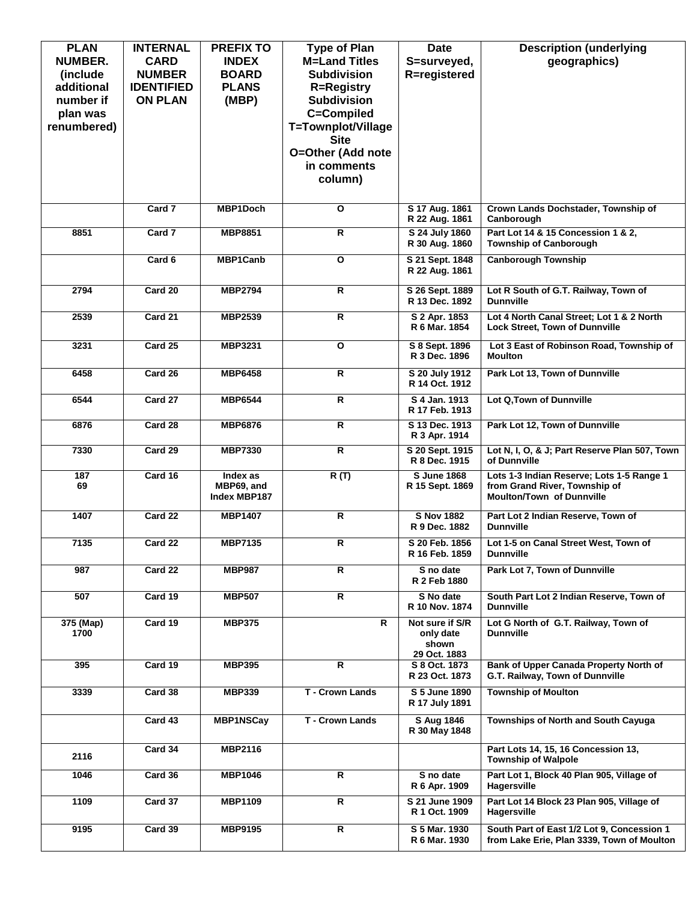| PLAN NUMBER. (include additional number if plan was renumbered) | INTERNAL CARD NUMBER IDENTIFIED ON PLAN | PREFIX TO INDEX BOARD PLANS (MBP) | Type of Plan M=Land Titles Subdivision R=Registry Subdivision C=Compiled T=Townplot/Village Site O=Other (Add note in comments column) | Date S=surveyed, R=registered | Description (underlying geographics) |
|---|---|---|---|---|---|
| | Card 7 | MBP1Doch | O | S 17 Aug. 1861 R 22 Aug. 1861 | Crown Lands Dochstader, Township of Canborough |
| 8851 | Card 7 | MBP8851 | R | S 24 July 1860 R 30 Aug. 1860 | Part Lot 14 & 15 Concession 1 & 2, Township of Canborough |
| | Card 6 | MBP1Canb | O | S 21 Sept. 1848 R 22 Aug. 1861 | Canborough Township |
| 2794 | Card 20 | MBP2794 | R | S 26 Sept. 1889 R 13 Dec. 1892 | Lot R South of G.T. Railway, Town of Dunnville |
| 2539 | Card 21 | MBP2539 | R | S 2 Apr. 1853 R 6 Mar. 1854 | Lot 4 North Canal Street; Lot 1 & 2 North Lock Street, Town of Dunnville |
| 3231 | Card 25 | MBP3231 | O | S 8 Sept. 1896 R 3 Dec. 1896 | Lot 3 East of Robinson Road, Township of Moulton |
| 6458 | Card 26 | MBP6458 | R | S 20 July 1912 R 14 Oct. 1912 | Park Lot 13, Town of Dunnville |
| 6544 | Card 27 | MBP6544 | R | S 4 Jan. 1913 R 17 Feb. 1913 | Lot Q,Town of Dunnville |
| 6876 | Card 28 | MBP6876 | R | S 13 Dec. 1913 R 3 Apr. 1914 | Park Lot 12, Town of Dunnville |
| 7330 | Card 29 | MBP7330 | R | S 20 Sept. 1915 R 8 Dec. 1915 | Lot N, I, O, & J; Part Reserve Plan 507, Town of Dunnville |
| 187 69 | Card 16 | Index as MBP69, and Index MBP187 | R (T) | S June 1868 R 15 Sept. 1869 | Lots 1-3 Indian Reserve; Lots 1-5 Range 1 from Grand River, Township of Moulton/Town of Dunnville |
| 1407 | Card 22 | MBP1407 | R | S Nov 1882 R 9 Dec. 1882 | Part Lot 2 Indian Reserve, Town of Dunnville |
| 7135 | Card 22 | MBP7135 | R | S 20 Feb. 1856 R 16 Feb. 1859 | Lot 1-5 on Canal Street West, Town of Dunnville |
| 987 | Card 22 | MBP987 | R | S no date R 2 Feb 1880 | Park Lot 7, Town of Dunnville |
| 507 | Card 19 | MBP507 | R | S No date R 10 Nov. 1874 | South Part Lot 2 Indian Reserve, Town of Dunnville |
| 375 (Map) 1700 | Card 19 | MBP375 | R | Not sure if S/R only date shown 29 Oct. 1883 | Lot G North of G.T. Railway, Town of Dunnville |
| 395 | Card 19 | MBP395 | R | S 8 Oct. 1873 R 23 Oct. 1873 | Bank of Upper Canada Property North of G.T. Railway, Town of Dunnville |
| 3339 | Card 38 | MBP339 | T - Crown Lands | S 5 June 1890 R 17 July 1891 | Township of Moulton |
| | Card 43 | MBP1NSCay | T - Crown Lands | S Aug 1846 R 30 May 1848 | Townships of North and South Cayuga |
| 2116 | Card 34 | MBP2116 | | | Part Lots 14, 15, 16 Concession 13, Township of Walpole |
| 1046 | Card 36 | MBP1046 | R | S no date R 6 Apr. 1909 | Part Lot 1, Block 40 Plan 905, Village of Hagersville |
| 1109 | Card 37 | MBP1109 | R | S 21 June 1909 R 1 Oct. 1909 | Part Lot 14 Block 23 Plan 905, Village of Hagersville |
| 9195 | Card 39 | MBP9195 | R | S 5 Mar. 1930 R 6 Mar. 1930 | South Part of East 1/2 Lot 9, Concession 1 from Lake Erie, Plan 3339, Town of Moulton |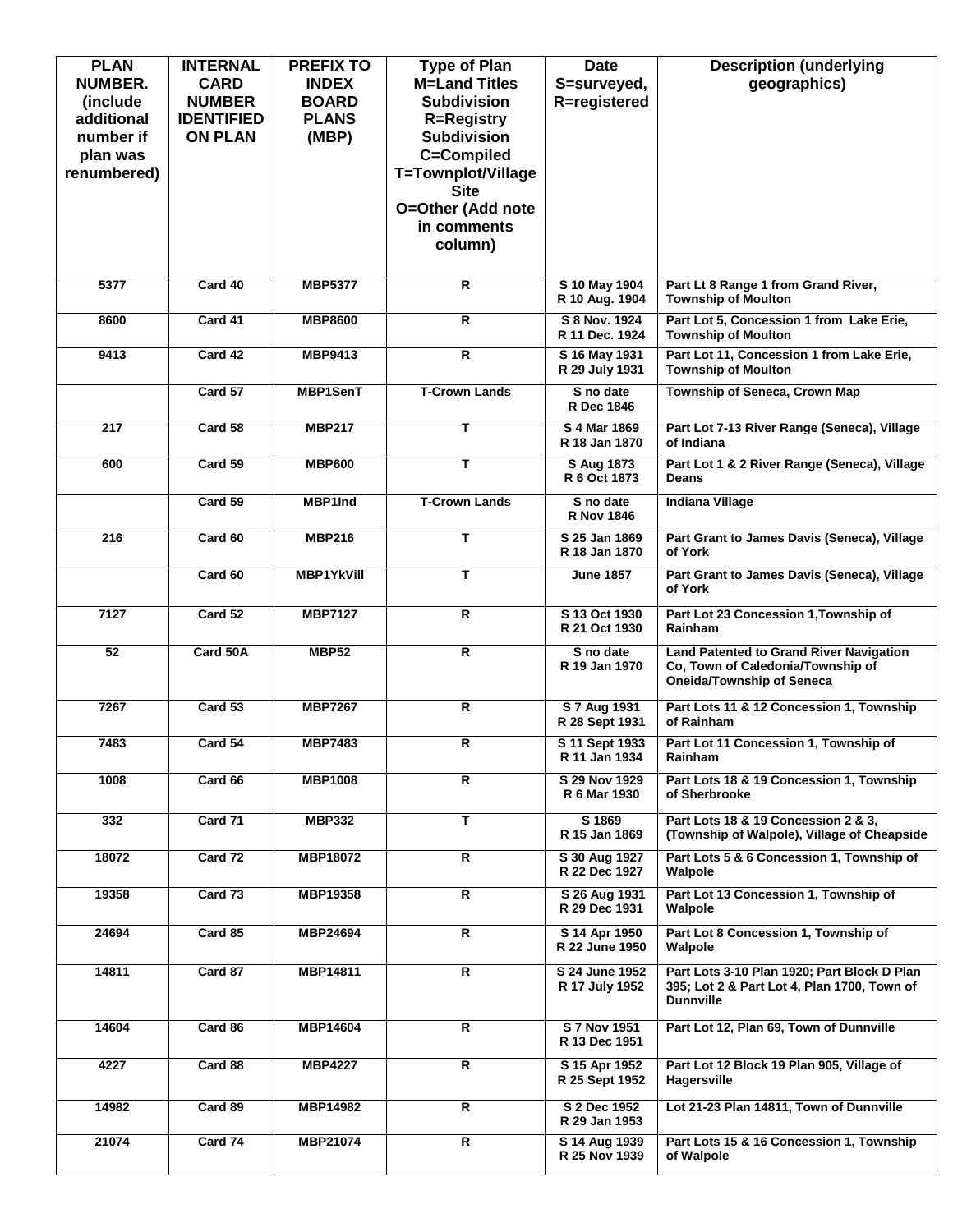| PLAN NUMBER. (include additional number if plan was renumbered) | INTERNAL CARD NUMBER IDENTIFIED ON PLAN | PREFIX TO INDEX BOARD PLANS (MBP) | Type of Plan M=Land Titles Subdivision R=Registry Subdivision C=Compiled T=Townplot/Village Site O=Other (Add note in comments column) | Date S=surveyed, R=registered | Description (underlying geographics) |
|---|---|---|---|---|---|
| 5377 | Card 40 | MBP5377 | R | S 10 May 1904 R 10 Aug. 1904 | Part Lt 8 Range 1 from Grand River, Township of Moulton |
| 8600 | Card 41 | MBP8600 | R | S 8 Nov. 1924 R 11 Dec. 1924 | Part Lot 5, Concession 1 from Lake Erie, Township of Moulton |
| 9413 | Card 42 | MBP9413 | R | S 16 May 1931 R 29 July 1931 | Part Lot 11, Concession 1 from Lake Erie, Township of Moulton |
| | Card 57 | MBP1SenT | T-Crown Lands | S no date R Dec 1846 | Township of Seneca, Crown Map |
| 217 | Card 58 | MBP217 | T | S 4 Mar 1869 R 18 Jan 1870 | Part Lot 7-13 River Range (Seneca), Village of Indiana |
| 600 | Card 59 | MBP600 | T | S Aug 1873 R 6 Oct 1873 | Part Lot 1 & 2 River Range (Seneca), Village Deans |
| | Card 59 | MBP1Ind | T-Crown Lands | S no date R Nov 1846 | Indiana Village |
| 216 | Card 60 | MBP216 | T | S 25 Jan 1869 R 18 Jan 1870 | Part Grant to James Davis (Seneca), Village of York |
| | Card 60 | MBP1YkVill | T | June 1857 | Part Grant to James Davis (Seneca), Village of York |
| 7127 | Card 52 | MBP7127 | R | S 13 Oct 1930 R 21 Oct 1930 | Part Lot 23 Concession 1,Township of Rainham |
| 52 | Card 50A | MBP52 | R | S no date R 19 Jan 1970 | Land Patented to Grand River Navigation Co, Town of Caledonia/Township of Oneida/Township of Seneca |
| 7267 | Card 53 | MBP7267 | R | S 7 Aug 1931 R 28 Sept 1931 | Part Lots 11 & 12 Concession 1, Township of Rainham |
| 7483 | Card 54 | MBP7483 | R | S 11 Sept 1933 R 11 Jan 1934 | Part Lot 11 Concession 1, Township of Rainham |
| 1008 | Card 66 | MBP1008 | R | S 29 Nov 1929 R 6 Mar 1930 | Part Lots 18 & 19 Concession 1, Township of Sherbrooke |
| 332 | Card 71 | MBP332 | T | S 1869 R 15 Jan 1869 | Part Lots 18 & 19 Concession 2 & 3, (Township of Walpole), Village of Cheapside |
| 18072 | Card 72 | MBP18072 | R | S 30 Aug 1927 R 22 Dec 1927 | Part Lots 5 & 6 Concession 1, Township of Walpole |
| 19358 | Card 73 | MBP19358 | R | S 26 Aug 1931 R 29 Dec 1931 | Part Lot 13 Concession 1, Township of Walpole |
| 24694 | Card 85 | MBP24694 | R | S 14 Apr 1950 R 22 June 1950 | Part Lot 8 Concession 1, Township of Walpole |
| 14811 | Card 87 | MBP14811 | R | S 24 June 1952 R 17 July 1952 | Part Lots 3-10 Plan 1920; Part Block D Plan 395; Lot 2 & Part Lot 4, Plan 1700, Town of Dunnville |
| 14604 | Card 86 | MBP14604 | R | S 7 Nov 1951 R 13 Dec 1951 | Part Lot 12, Plan 69, Town of Dunnville |
| 4227 | Card 88 | MBP4227 | R | S 15 Apr 1952 R 25 Sept 1952 | Part Lot 12 Block 19 Plan 905, Village of Hagersville |
| 14982 | Card 89 | MBP14982 | R | S 2 Dec 1952 R 29 Jan 1953 | Lot 21-23 Plan 14811, Town of Dunnville |
| 21074 | Card 74 | MBP21074 | R | S 14 Aug 1939 R 25 Nov 1939 | Part Lots 15 & 16 Concession 1, Township of Walpole |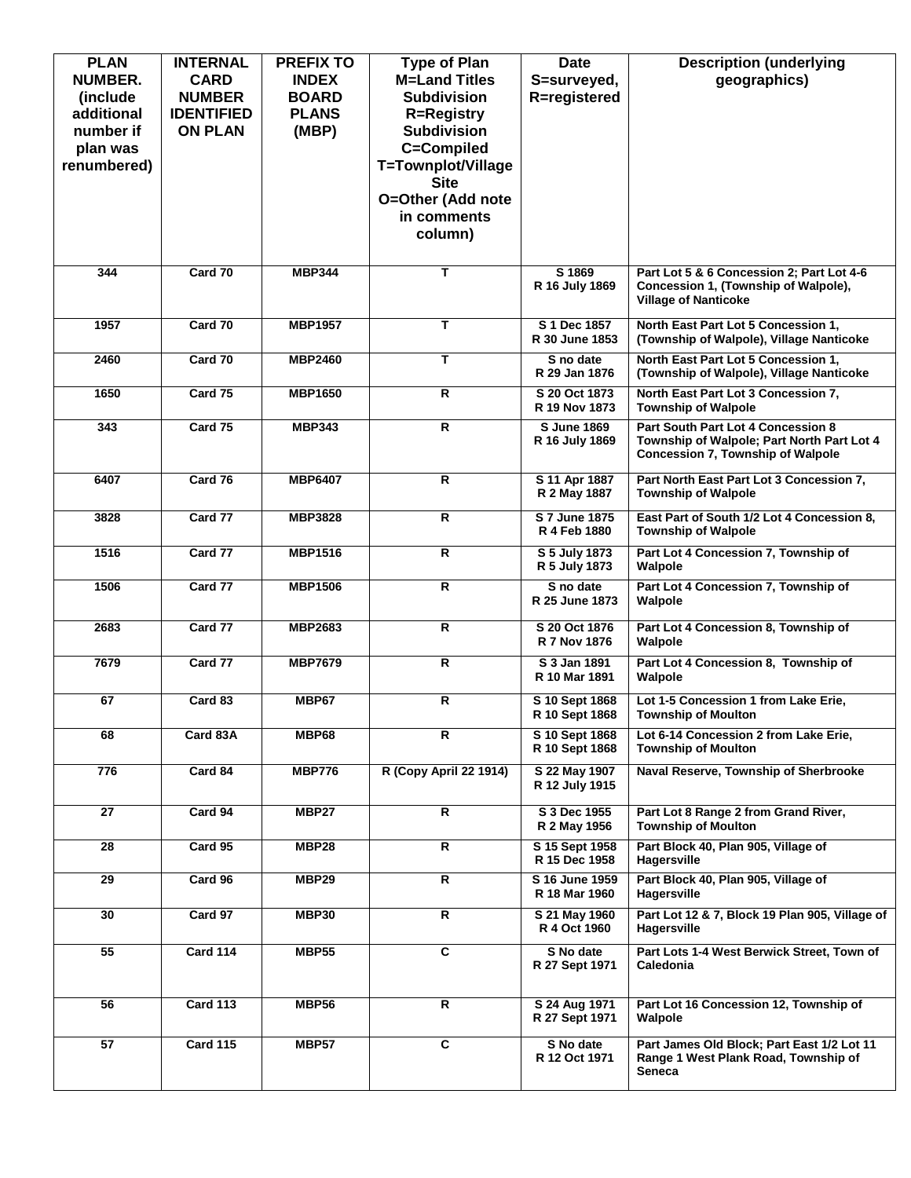| PLAN NUMBER. (include additional number if plan was renumbered) | INTERNAL CARD NUMBER IDENTIFIED ON PLAN | PREFIX TO INDEX BOARD PLANS (MBP) | Type of Plan M=Land Titles Subdivision R=Registry Subdivision C=Compiled T=Townplot/Village Site O=Other (Add note in comments column) | Date S=surveyed, R=registered | Description (underlying geographics) |
|---|---|---|---|---|---|
| 344 | Card 70 | MBP344 | T | S 1869<br>R 16 July 1869 | Part Lot 5 & 6 Concession 2; Part Lot 4-6 Concession 1, (Township of Walpole), Village of Nanticoke |
| 1957 | Card 70 | MBP1957 | T | S 1 Dec 1857<br>R 30 June 1853 | North East Part Lot 5 Concession 1, (Township of Walpole), Village Nanticoke |
| 2460 | Card 70 | MBP2460 | T | S no date<br>R 29 Jan 1876 | North East Part Lot 5 Concession 1, (Township of Walpole), Village Nanticoke |
| 1650 | Card 75 | MBP1650 | R | S 20 Oct 1873<br>R 19 Nov 1873 | North East Part Lot 3 Concession 7, Township of Walpole |
| 343 | Card 75 | MBP343 | R | S June 1869<br>R 16 July 1869 | Part South Part Lot 4 Concession 8 Township of Walpole; Part North Part Lot 4 Concession 7, Township of Walpole |
| 6407 | Card 76 | MBP6407 | R | S 11 Apr 1887<br>R 2 May 1887 | Part North East Part Lot 3 Concession 7, Township of Walpole |
| 3828 | Card 77 | MBP3828 | R | S 7 June 1875<br>R 4 Feb 1880 | East Part of South 1/2 Lot 4 Concession 8, Township of Walpole |
| 1516 | Card 77 | MBP1516 | R | S 5 July 1873<br>R 5 July 1873 | Part Lot 4 Concession 7, Township of Walpole |
| 1506 | Card 77 | MBP1506 | R | S no date<br>R 25 June 1873 | Part Lot 4 Concession 7, Township of Walpole |
| 2683 | Card 77 | MBP2683 | R | S 20 Oct 1876<br>R 7 Nov 1876 | Part Lot 4 Concession 8, Township of Walpole |
| 7679 | Card 77 | MBP7679 | R | S 3 Jan 1891<br>R 10 Mar 1891 | Part Lot 4 Concession 8, Township of Walpole |
| 67 | Card 83 | MBP67 | R | S 10 Sept 1868<br>R 10 Sept 1868 | Lot 1-5 Concession 1 from Lake Erie, Township of Moulton |
| 68 | Card 83A | MBP68 | R | S 10 Sept 1868<br>R 10 Sept 1868 | Lot 6-14 Concession 2 from Lake Erie, Township of Moulton |
| 776 | Card 84 | MBP776 | R (Copy April 22 1914) | S 22 May 1907<br>R 12 July 1915 | Naval Reserve, Township of Sherbrooke |
| 27 | Card 94 | MBP27 | R | S 3 Dec 1955<br>R 2 May 1956 | Part Lot 8 Range 2 from Grand River, Township of Moulton |
| 28 | Card 95 | MBP28 | R | S 15 Sept 1958<br>R 15 Dec 1958 | Part Block 40, Plan 905, Village of Hagersville |
| 29 | Card 96 | MBP29 | R | S 16 June 1959<br>R 18 Mar 1960 | Part Block 40, Plan 905, Village of Hagersville |
| 30 | Card 97 | MBP30 | R | S 21 May 1960<br>R 4 Oct 1960 | Part Lot 12 & 7, Block 19 Plan 905, Village of Hagersville |
| 55 | Card 114 | MBP55 | C | S No date<br>R 27 Sept 1971 | Part Lots 1-4 West Berwick Street, Town of Caledonia |
| 56 | Card 113 | MBP56 | R | S 24 Aug 1971<br>R 27 Sept 1971 | Part Lot 16 Concession 12, Township of Walpole |
| 57 | Card 115 | MBP57 | C | S No date<br>R 12 Oct 1971 | Part James Old Block; Part East 1/2 Lot 11 Range 1 West Plank Road, Township of Seneca |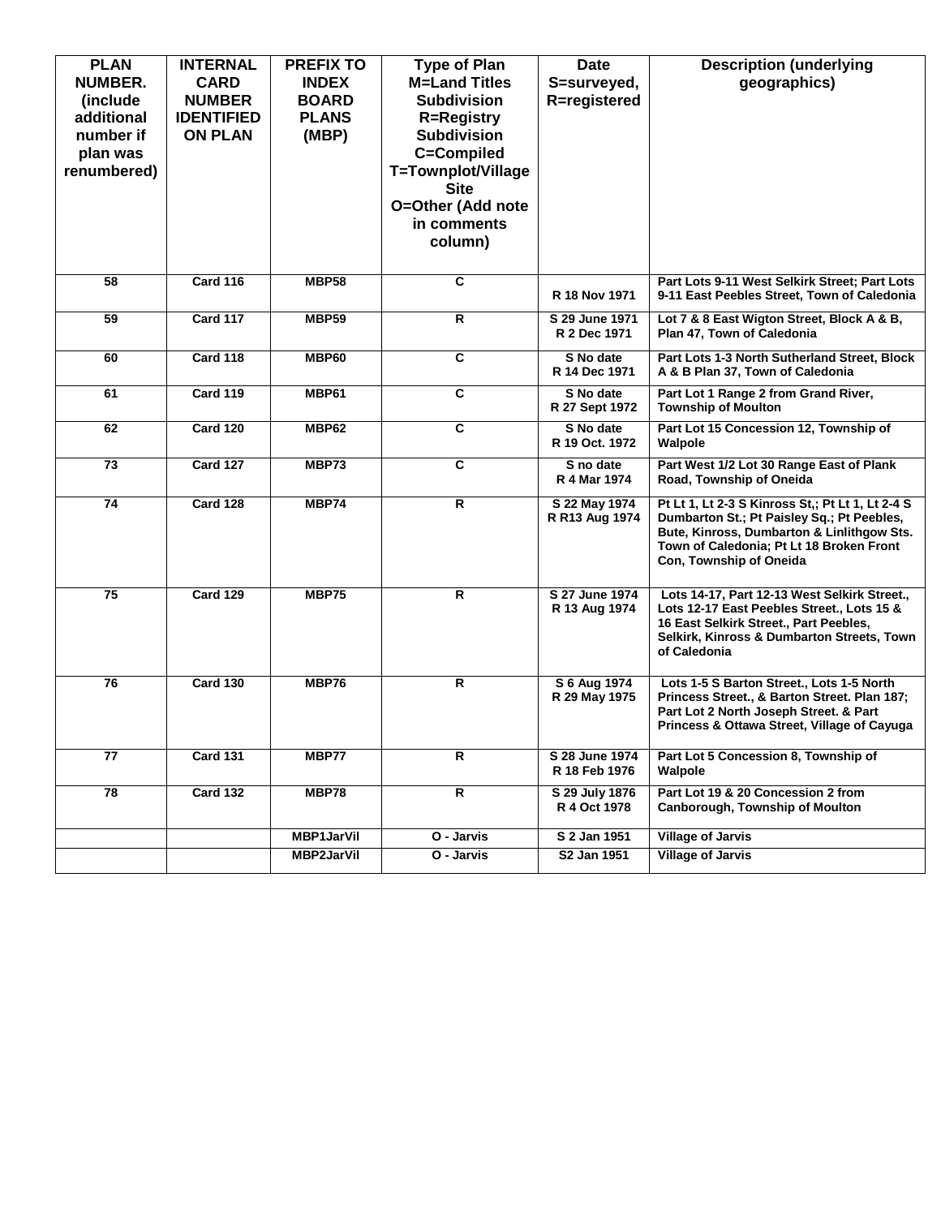| PLAN NUMBER. (include additional number if plan was renumbered) | INTERNAL CARD NUMBER IDENTIFIED ON PLAN | PREFIX TO INDEX BOARD PLANS (MBP) | Type of Plan M=Land Titles Subdivision R=Registry Subdivision C=Compiled T=Townplot/Village Site O=Other (Add note in comments column) | Date S=surveyed, R=registered | Description (underlying geographics) |
|---|---|---|---|---|---|
| 58 | Card 116 | MBP58 | C | R 18 Nov 1971 | Part Lots 9-11 West Selkirk Street; Part Lots 9-11 East Peebles Street, Town of Caledonia |
| 59 | Card 117 | MBP59 | R | S 29 June 1971 R 2 Dec 1971 | Lot 7 & 8 East Wigton Street, Block A & B, Plan 47, Town of Caledonia |
| 60 | Card 118 | MBP60 | C | S No date R 14 Dec 1971 | Part Lots 1-3 North Sutherland Street, Block A & B Plan 37, Town of Caledonia |
| 61 | Card 119 | MBP61 | C | S No date R 27 Sept 1972 | Part Lot 1 Range 2 from Grand River, Township of Moulton |
| 62 | Card 120 | MBP62 | C | S No date R 19 Oct. 1972 | Part Lot 15 Concession 12, Township of Walpole |
| 73 | Card 127 | MBP73 | C | S no date R 4 Mar 1974 | Part West 1/2 Lot 30 Range East of Plank Road, Township of Oneida |
| 74 | Card 128 | MBP74 | R | S 22 May 1974 R R13 Aug 1974 | Pt Lt 1, Lt 2-3 S Kinross St,; Pt Lt 1, Lt 2-4 S Dumbarton St.; Pt Paisley Sq.; Pt Peebles, Bute, Kinross, Dumbarton & Linlithgow Sts. Town of Caledonia; Pt Lt 18 Broken Front Con, Township of Oneida |
| 75 | Card 129 | MBP75 | R | S 27 June 1974 R 13 Aug 1974 | Lots 14-17, Part 12-13 West Selkirk Street., Lots 12-17 East Peebles Street., Lots 15 & 16 East Selkirk Street., Part Peebles, Selkirk, Kinross & Dumbarton Streets, Town of Caledonia |
| 76 | Card 130 | MBP76 | R | S 6 Aug 1974 R 29 May 1975 | Lots 1-5 S Barton Street., Lots 1-5 North Princess Street., & Barton Street. Plan 187; Part Lot 2 North Joseph Street. & Part Princess & Ottawa Street, Village of Cayuga |
| 77 | Card 131 | MBP77 | R | S 28 June 1974 R 18 Feb 1976 | Part Lot 5 Concession 8, Township of Walpole |
| 78 | Card 132 | MBP78 | R | S 29 July 1876 R 4 Oct 1978 | Part Lot 19 & 20 Concession 2 from Canborough, Township of Moulton |
| | | MBP1JarVil | O - Jarvis | S 2 Jan 1951 | Village of Jarvis |
| | | MBP2JarVil | O - Jarvis | S2 Jan 1951 | Village of Jarvis |